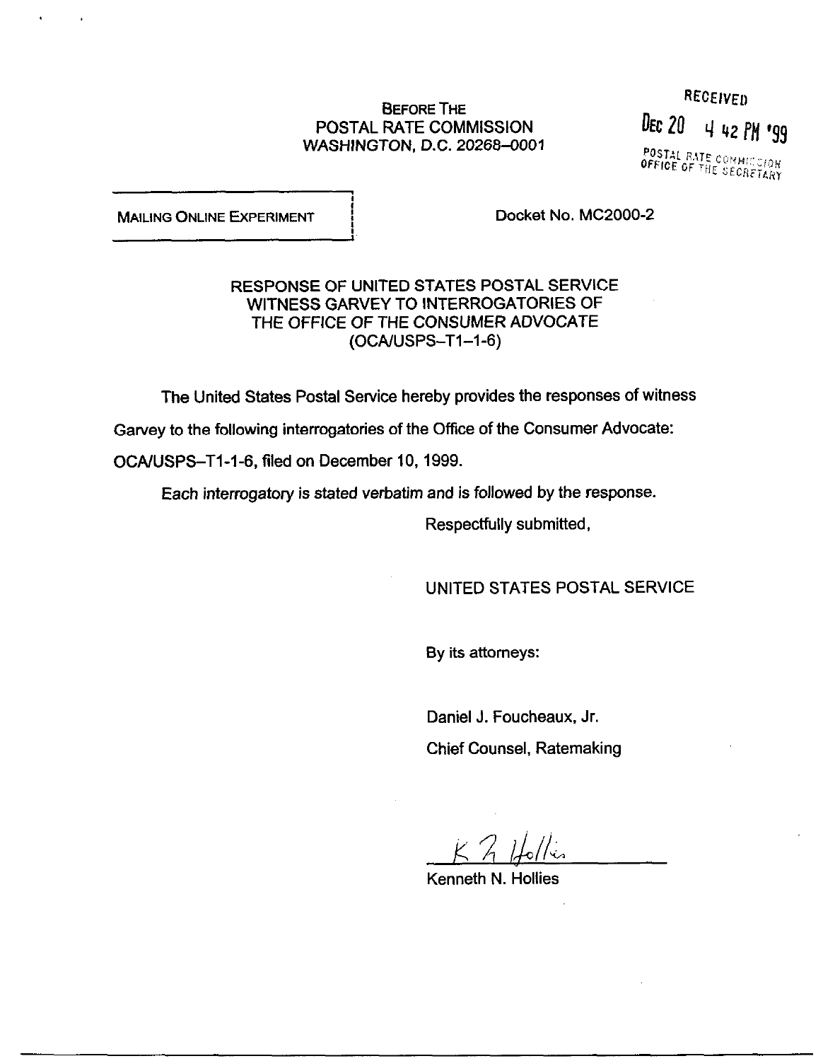BEFORE THE
POSTAL RATE COMMISSION
WASHINGTON, D.C. 20268–0001

RECEIVED
DEC 20 4 42 PM '99
POSTAL RATE COMMISSION
OFFICE OF THE SECRETARY

MAILING ONLINE EXPERIMENT

Docket No. MC2000-2

RESPONSE OF UNITED STATES POSTAL SERVICE
WITNESS GARVEY TO INTERROGATORIES OF
THE OFFICE OF THE CONSUMER ADVOCATE
(OCA/USPS–T1-1-6)

The United States Postal Service hereby provides the responses of witness Garvey to the following interrogatories of the Office of the Consumer Advocate: OCA/USPS–T1-1-6, filed on December 10, 1999.

Each interrogatory is stated verbatim and is followed by the response.

Respectfully submitted,

UNITED STATES POSTAL SERVICE

By its attorneys:

Daniel J. Foucheaux, Jr.
Chief Counsel, Ratemaking

Kenneth N. Hollies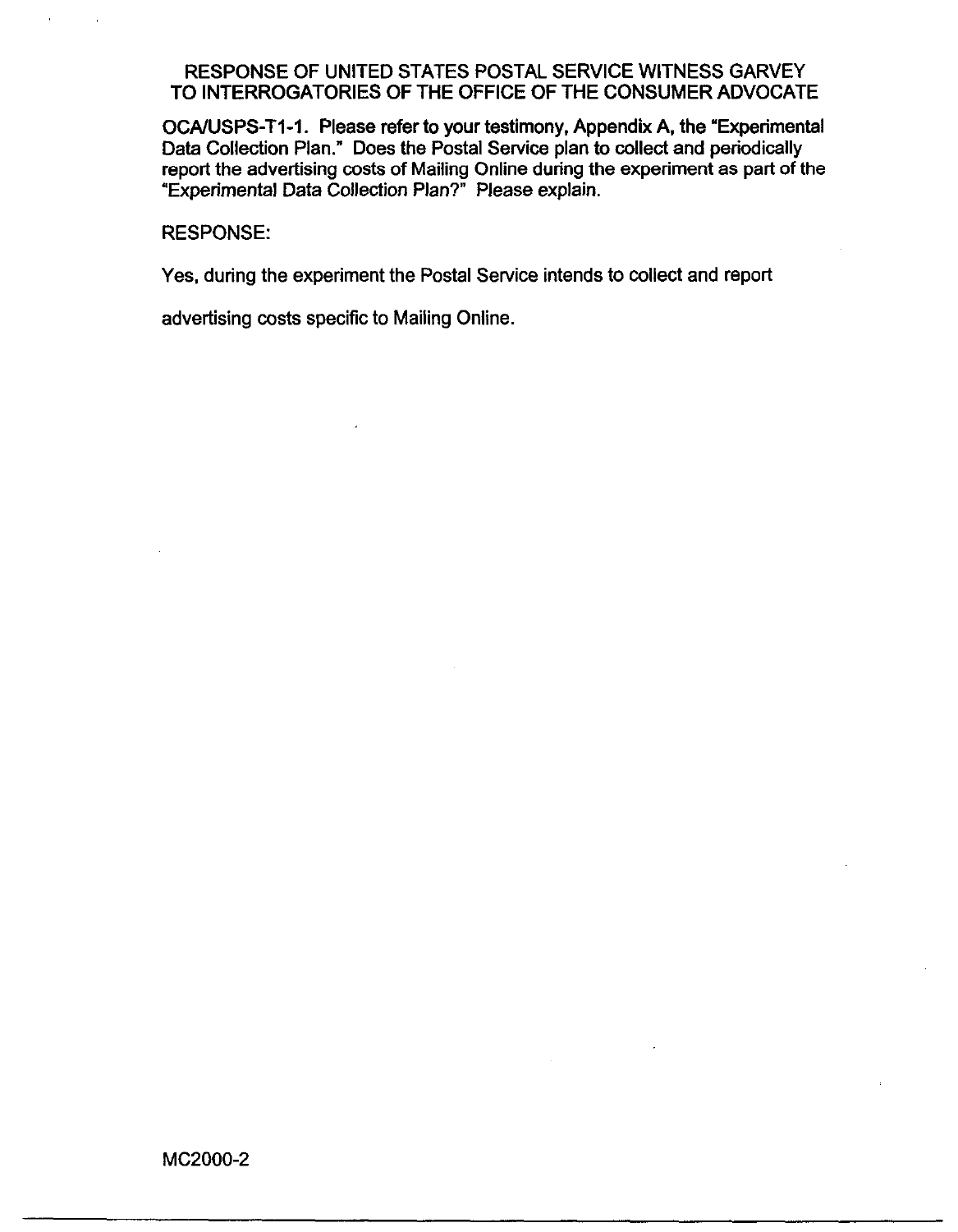RESPONSE OF UNITED STATES POSTAL SERVICE WITNESS GARVEY
TO INTERROGATORIES OF THE OFFICE OF THE CONSUMER ADVOCATE

**OCA/USPS-T1-1.** Please refer to your testimony, Appendix A, the "Experimental Data Collection Plan." Does the Postal Service plan to collect and periodically report the advertising costs of Mailing Online during the experiment as part of the "Experimental Data Collection Plan?" Please explain.

RESPONSE:

Yes, during the experiment the Postal Service intends to collect and report advertising costs specific to Mailing Online.

MC2000-2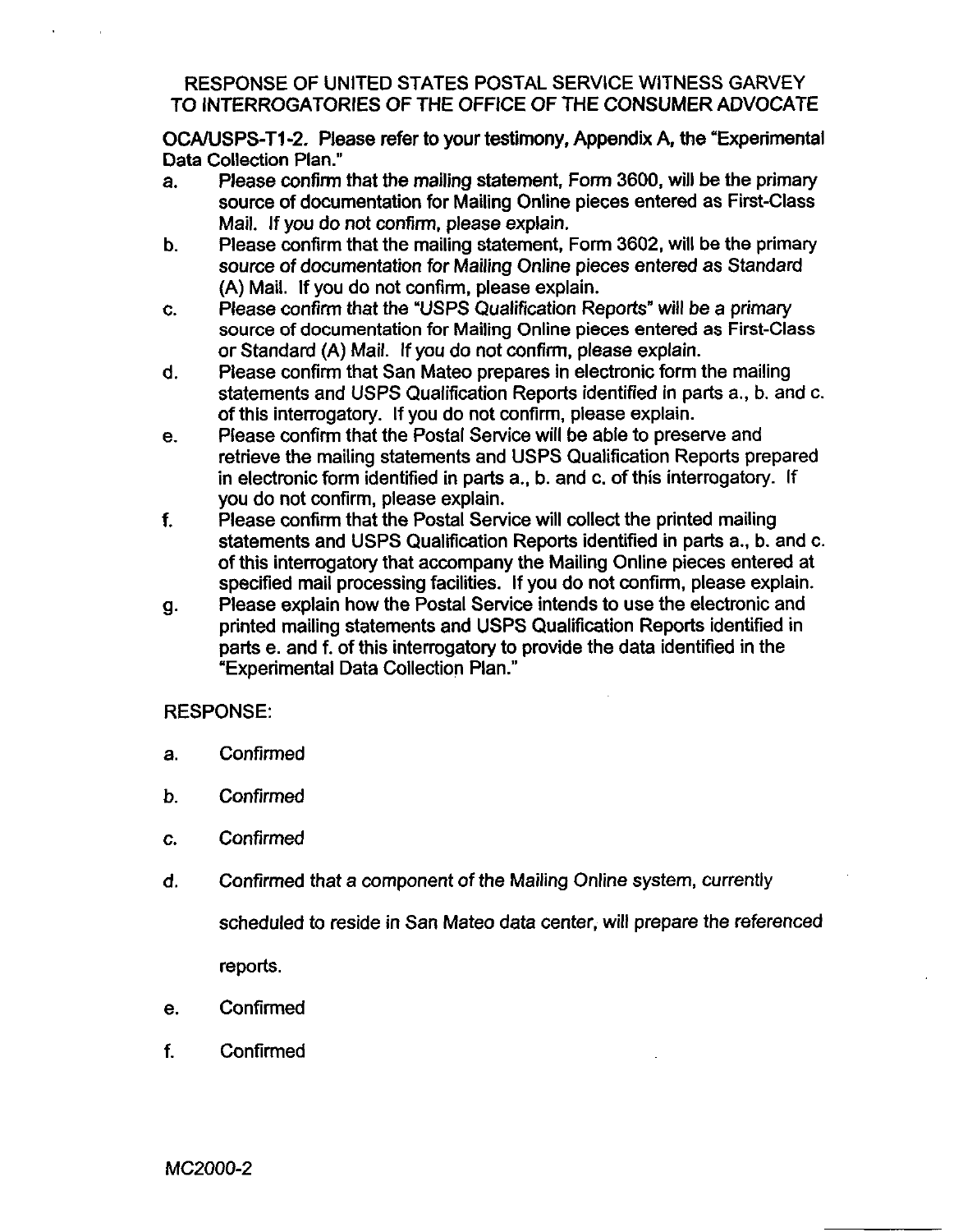RESPONSE OF UNITED STATES POSTAL SERVICE WITNESS GARVEY
TO INTERROGATORIES OF THE OFFICE OF THE CONSUMER ADVOCATE

**OCA/USPS-T1-2. Please refer to your testimony, Appendix A, the "Experimental Data Collection Plan."**

a. Please confirm that the mailing statement, Form 3600, will be the primary source of documentation for Mailing Online pieces entered as First-Class Mail. If you do not confirm, please explain.

b. Please confirm that the mailing statement, Form 3602, will be the primary source of documentation for Mailing Online pieces entered as Standard (A) Mail. If you do not confirm, please explain.

c. Please confirm that the "USPS Qualification Reports" will be a primary source of documentation for Mailing Online pieces entered as First-Class or Standard (A) Mail. If you do not confirm, please explain.

d. Please confirm that San Mateo prepares in electronic form the mailing statements and USPS Qualification Reports identified in parts a., b. and c. of this interrogatory. If you do not confirm, please explain.

e. Please confirm that the Postal Service will be able to preserve and retrieve the mailing statements and USPS Qualification Reports prepared in electronic form identified in parts a., b. and c. of this interrogatory. If you do not confirm, please explain.

f. Please confirm that the Postal Service will collect the printed mailing statements and USPS Qualification Reports identified in parts a., b. and c. of this interrogatory that accompany the Mailing Online pieces entered at specified mail processing facilities. If you do not confirm, please explain.

g. Please explain how the Postal Service intends to use the electronic and printed mailing statements and USPS Qualification Reports identified in parts e. and f. of this interrogatory to provide the data identified in the "Experimental Data Collection Plan."

RESPONSE:

a. Confirmed

b. Confirmed

c. Confirmed

d. Confirmed that a component of the Mailing Online system, currently scheduled to reside in San Mateo data center, will prepare the referenced reports.

e. Confirmed

f. Confirmed

MC2000-2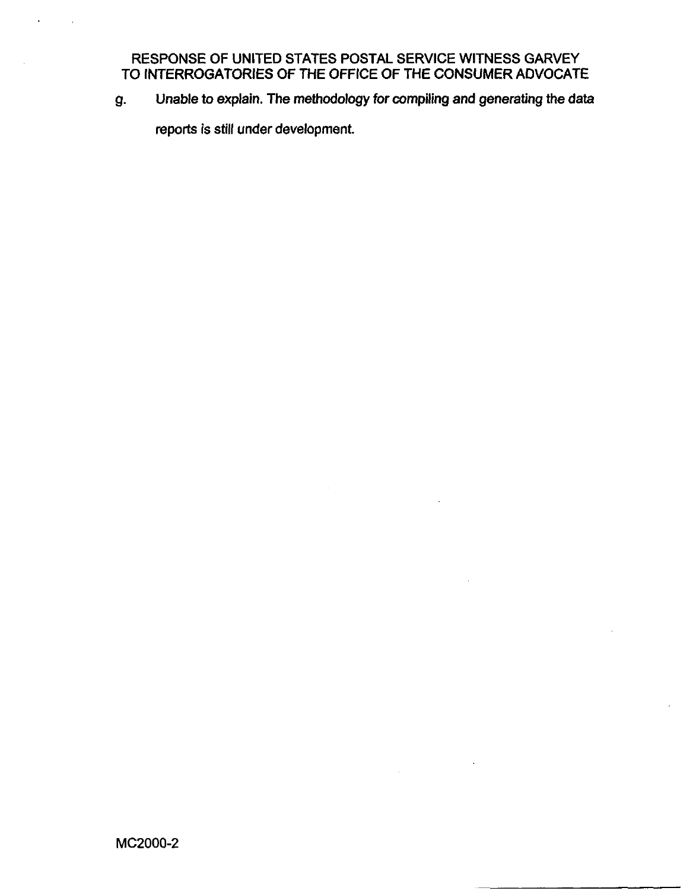RESPONSE OF UNITED STATES POSTAL SERVICE WITNESS GARVEY
TO INTERROGATORIES OF THE OFFICE OF THE CONSUMER ADVOCATE

g. Unable to explain. The methodology for compiling and generating the data reports is still under development.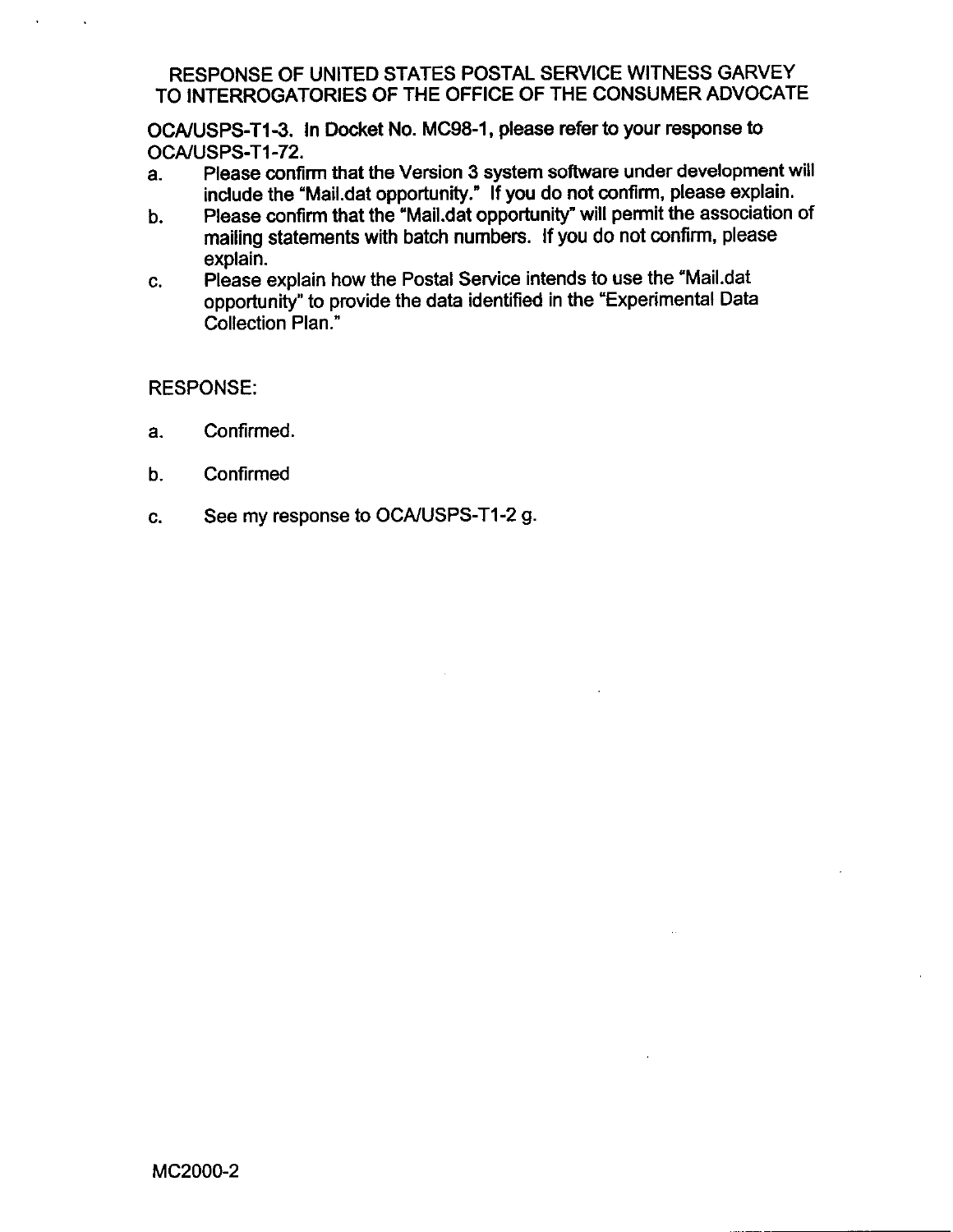RESPONSE OF UNITED STATES POSTAL SERVICE WITNESS GARVEY
TO INTERROGATORIES OF THE OFFICE OF THE CONSUMER ADVOCATE

**OCA/USPS-T1-3.** In Docket No. MC98-1, please refer to your response to OCA/USPS-T1-72.

a. Please confirm that the Version 3 system software under development will include the "Mail.dat opportunity." If you do not confirm, please explain.

b. Please confirm that the "Mail.dat opportunity" will permit the association of mailing statements with batch numbers. If you do not confirm, please explain.

c. Please explain how the Postal Service intends to use the "Mail.dat opportunity" to provide the data identified in the "Experimental Data Collection Plan."

RESPONSE:

a. Confirmed.

b. Confirmed

c. See my response to OCA/USPS-T1-2 g.

MC2000-2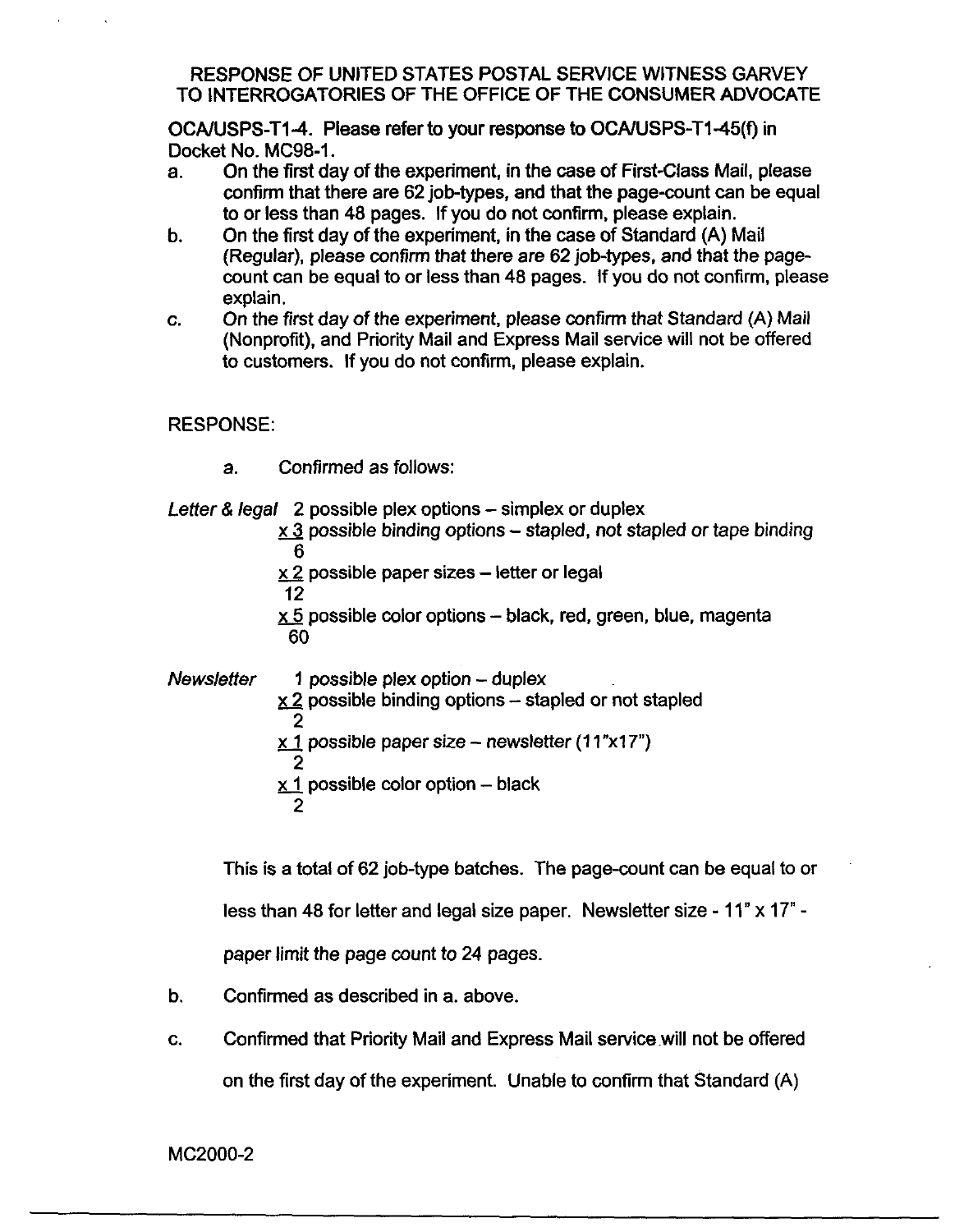RESPONSE OF UNITED STATES POSTAL SERVICE WITNESS GARVEY
TO INTERROGATORIES OF THE OFFICE OF THE CONSUMER ADVOCATE

**OCA/USPS-T1-4. Please refer to your response to OCA/USPS-T1-45(f) in Docket No. MC98-1.**

a. On the first day of the experiment, in the case of First-Class Mail, please confirm that there are 62 job-types, and that the page-count can be equal to or less than 48 pages. If you do not confirm, please explain.

b. On the first day of the experiment, in the case of Standard (A) Mail (Regular), please confirm that there are 62 job-types, and that the page-count can be equal to or less than 48 pages. If you do not confirm, please explain.

c. On the first day of the experiment, please confirm that Standard (A) Mail (Nonprofit), and Priority Mail and Express Mail service will not be offered to customers. If you do not confirm, please explain.

RESPONSE:

a. Confirmed as follows:

*Letter & legal*
2 possible plex options – simplex or duplex
x 3 possible binding options – stapled, not stapled or tape binding
6
x 2 possible paper sizes – letter or legal
12
x 5 possible color options – black, red, green, blue, magenta
60

*Newsletter*
1 possible plex option – duplex
x 2 possible binding options – stapled or not stapled
2
x 1 possible paper size – newsletter (11"x17")
2
x 1 possible color option – black
2

This is a total of 62 job-type batches. The page-count can be equal to or less than 48 for letter and legal size paper. Newsletter size - 11" x 17" - paper limit the page count to 24 pages.

b. Confirmed as described in a. above.

c. Confirmed that Priority Mail and Express Mail service will not be offered on the first day of the experiment. Unable to confirm that Standard (A)

MC2000-2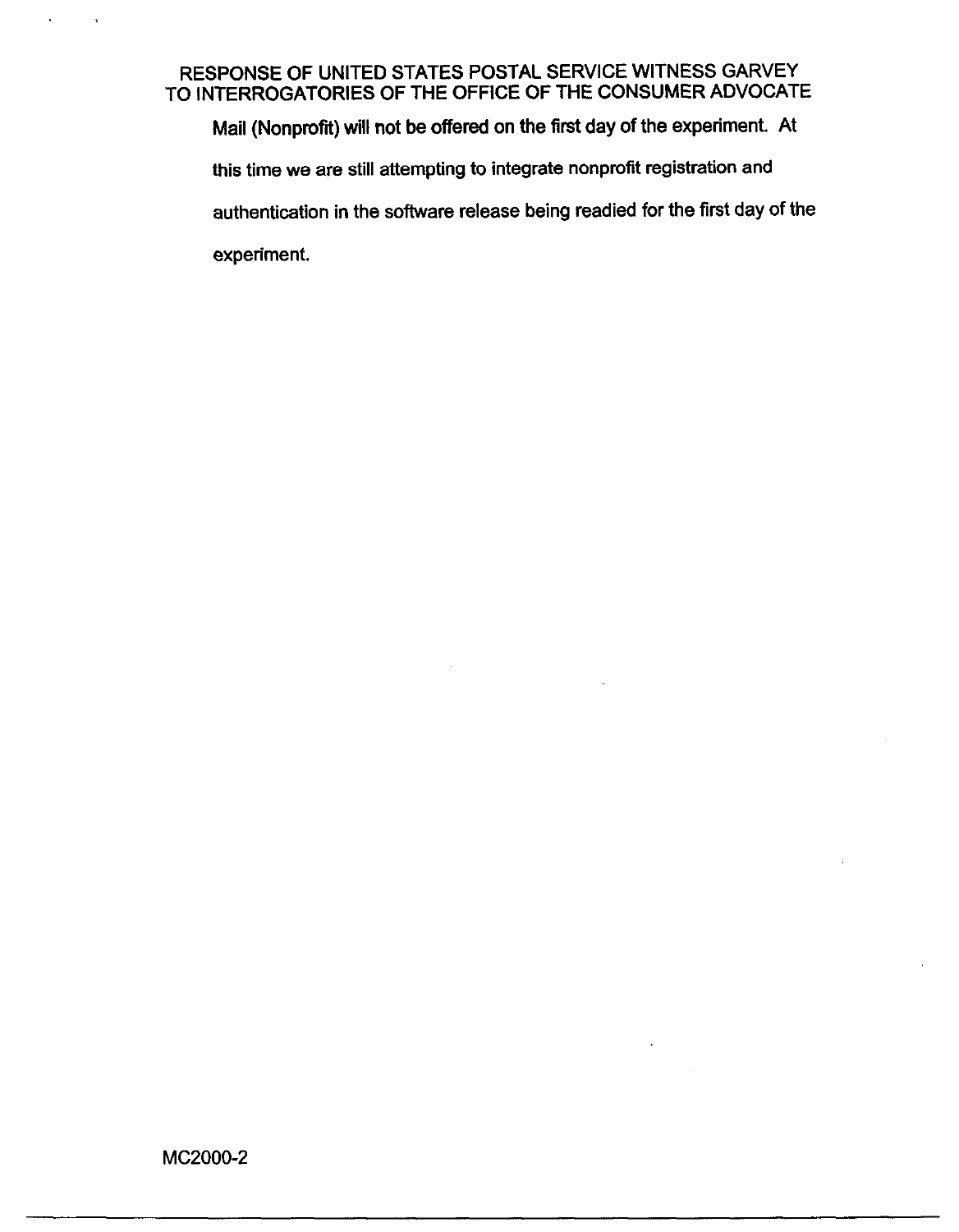Mail (Nonprofit) will not be offered on the first day of the experiment. At this time we are still attempting to integrate nonprofit registration and authentication in the software release being readied for the first day of the experiment.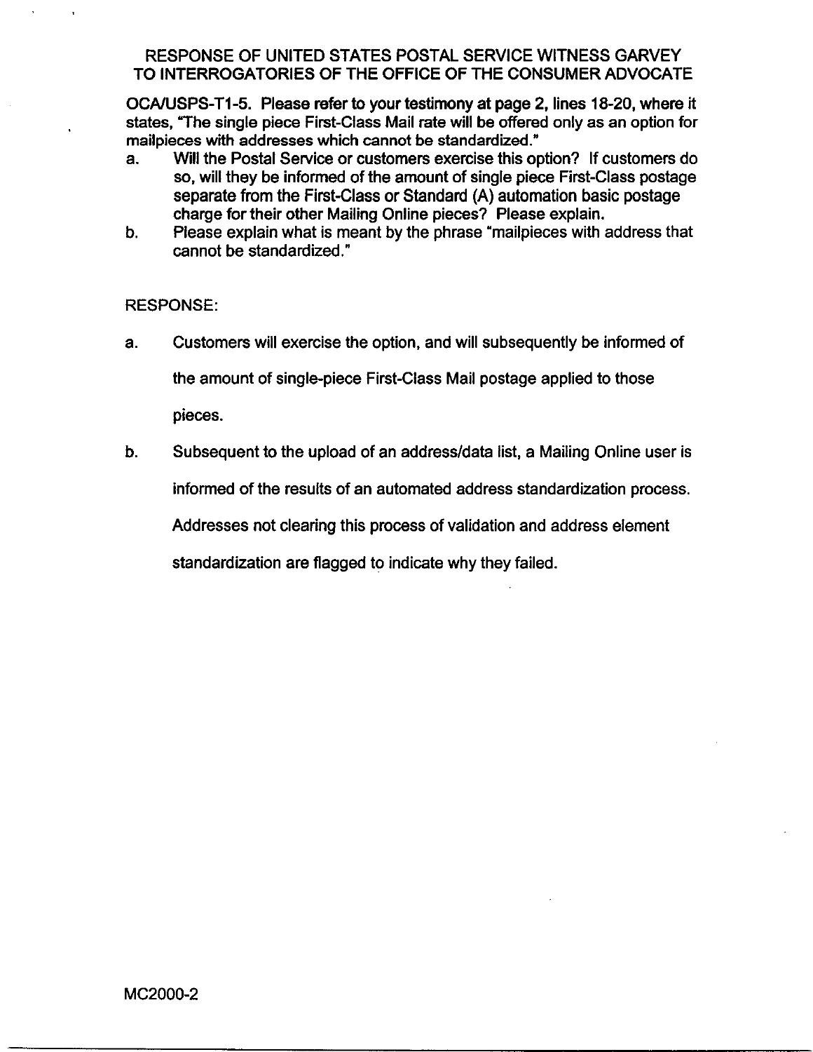RESPONSE OF UNITED STATES POSTAL SERVICE WITNESS GARVEY
TO INTERROGATORIES OF THE OFFICE OF THE CONSUMER ADVOCATE

**OCA/USPS-T1-5. Please refer to your testimony at page 2, lines 18-20, where it states, "The single piece First-Class Mail rate will be offered only as an option for mailpieces with addresses which cannot be standardized."**

**a. Will the Postal Service or customers exercise this option? If customers do so, will they be informed of the amount of single piece First-Class postage separate from the First-Class or Standard (A) automation basic postage charge for their other Mailing Online pieces? Please explain.**

**b. Please explain what is meant by the phrase "mailpieces with address that cannot be standardized."**

RESPONSE:

a. Customers will exercise the option, and will subsequently be informed of the amount of single-piece First-Class Mail postage applied to those pieces.

b. Subsequent to the upload of an address/data list, a Mailing Online user is informed of the results of an automated address standardization process. Addresses not clearing this process of validation and address element standardization are flagged to indicate why they failed.

MC2000-2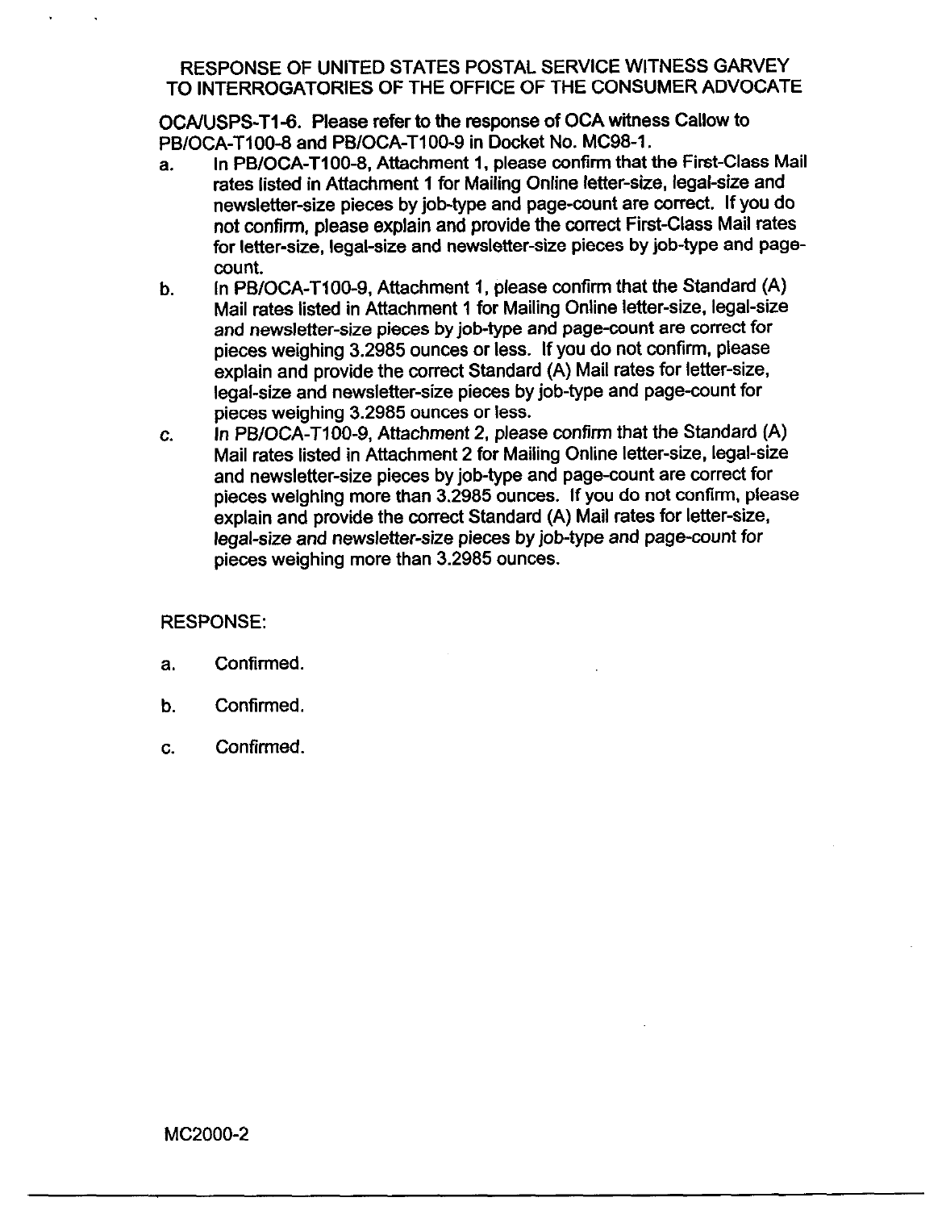RESPONSE OF UNITED STATES POSTAL SERVICE WITNESS GARVEY
TO INTERROGATORIES OF THE OFFICE OF THE CONSUMER ADVOCATE

**OCA/USPS-T1-6. Please refer to the response of OCA witness Callow to PB/OCA-T100-8 and PB/OCA-T100-9 in Docket No. MC98-1.**

a. In PB/OCA-T100-8, Attachment 1, please confirm that the First-Class Mail rates listed in Attachment 1 for Mailing Online letter-size, legal-size and newsletter-size pieces by job-type and page-count are correct. If you do not confirm, please explain and provide the correct First-Class Mail rates for letter-size, legal-size and newsletter-size pieces by job-type and page-count.

b. In PB/OCA-T100-9, Attachment 1, please confirm that the Standard (A) Mail rates listed in Attachment 1 for Mailing Online letter-size, legal-size and newsletter-size pieces by job-type and page-count are correct for pieces weighing 3.2985 ounces or less. If you do not confirm, please explain and provide the correct Standard (A) Mail rates for letter-size, legal-size and newsletter-size pieces by job-type and page-count for pieces weighing 3.2985 ounces or less.

c. In PB/OCA-T100-9, Attachment 2, please confirm that the Standard (A) Mail rates listed in Attachment 2 for Mailing Online letter-size, legal-size and newsletter-size pieces by job-type and page-count are correct for pieces weighing more than 3.2985 ounces. If you do not confirm, please explain and provide the correct Standard (A) Mail rates for letter-size, legal-size and newsletter-size pieces by job-type and page-count for pieces weighing more than 3.2985 ounces.

RESPONSE:

a. Confirmed.

b. Confirmed.

c. Confirmed.

MC2000-2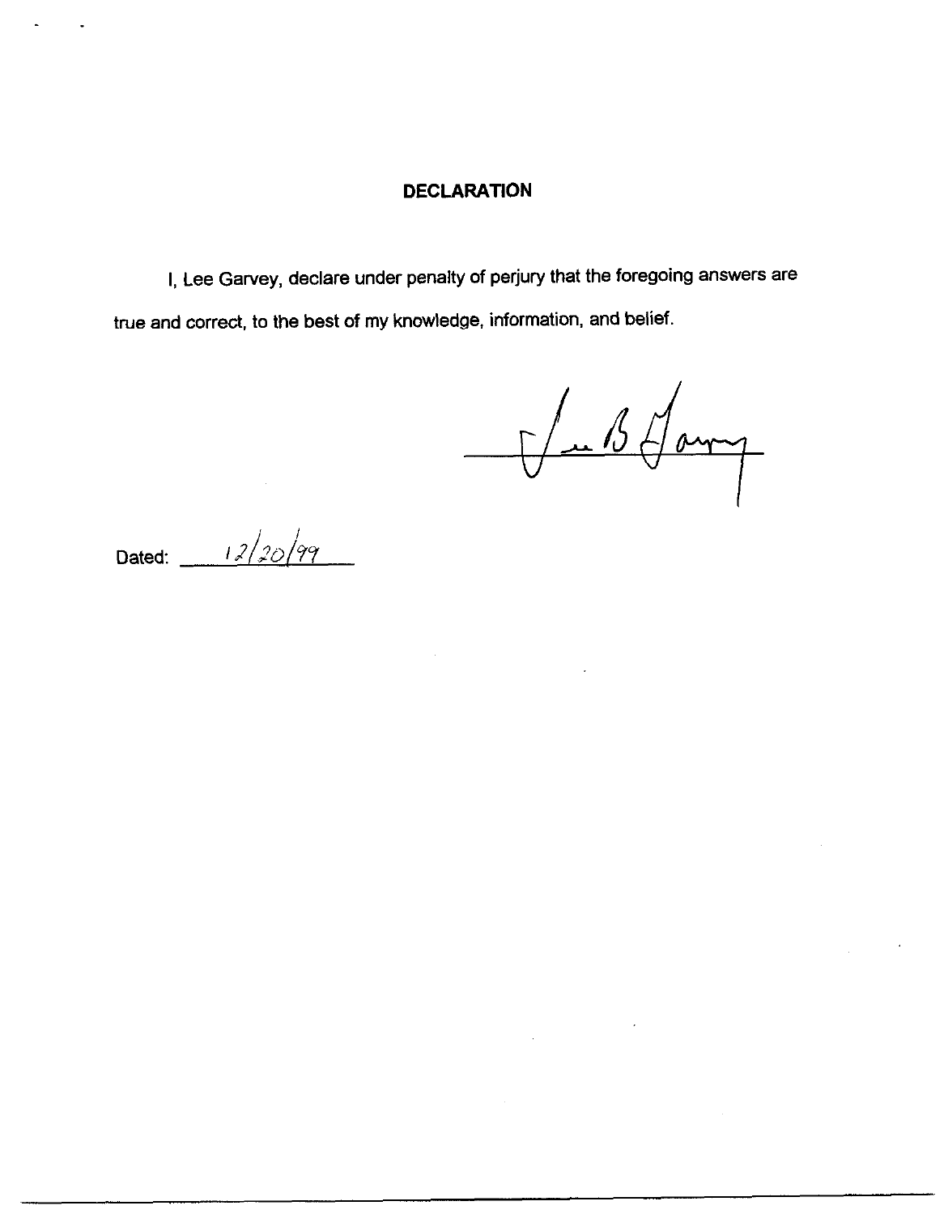**DECLARATION**

I, Lee Garvey, declare under penalty of perjury that the foregoing answers are true and correct, to the best of my knowledge, information, and belief.

Lee B Garvey

Dated: 12/20/99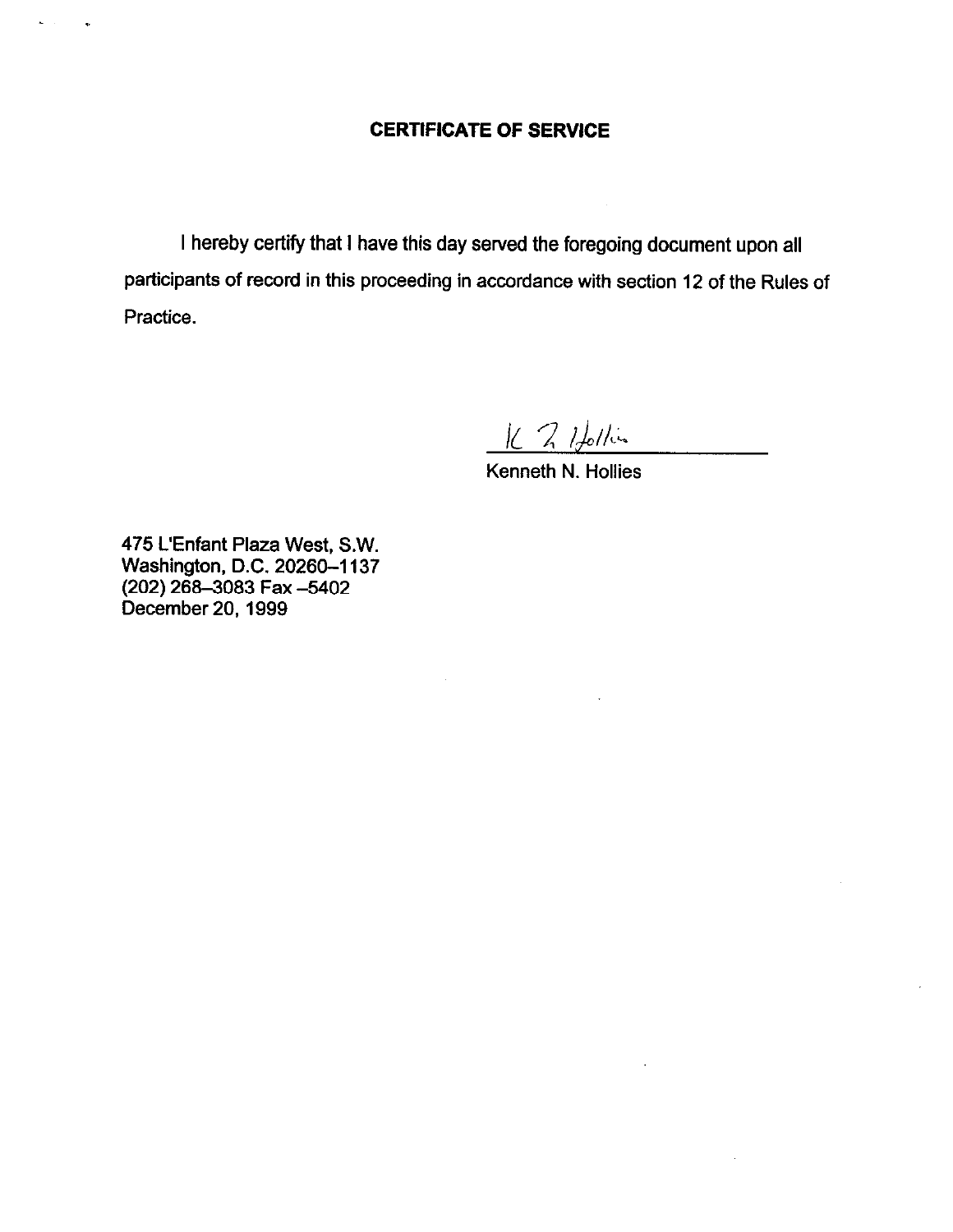## CERTIFICATE OF SERVICE

I hereby certify that I have this day served the foregoing document upon all participants of record in this proceeding in accordance with section 12 of the Rules of Practice.

K N Hollies

Kenneth N. Hollies

475 L'Enfant Plaza West, S.W.
Washington, D.C. 20260–1137
(202) 268–3083 Fax –5402
December 20, 1999